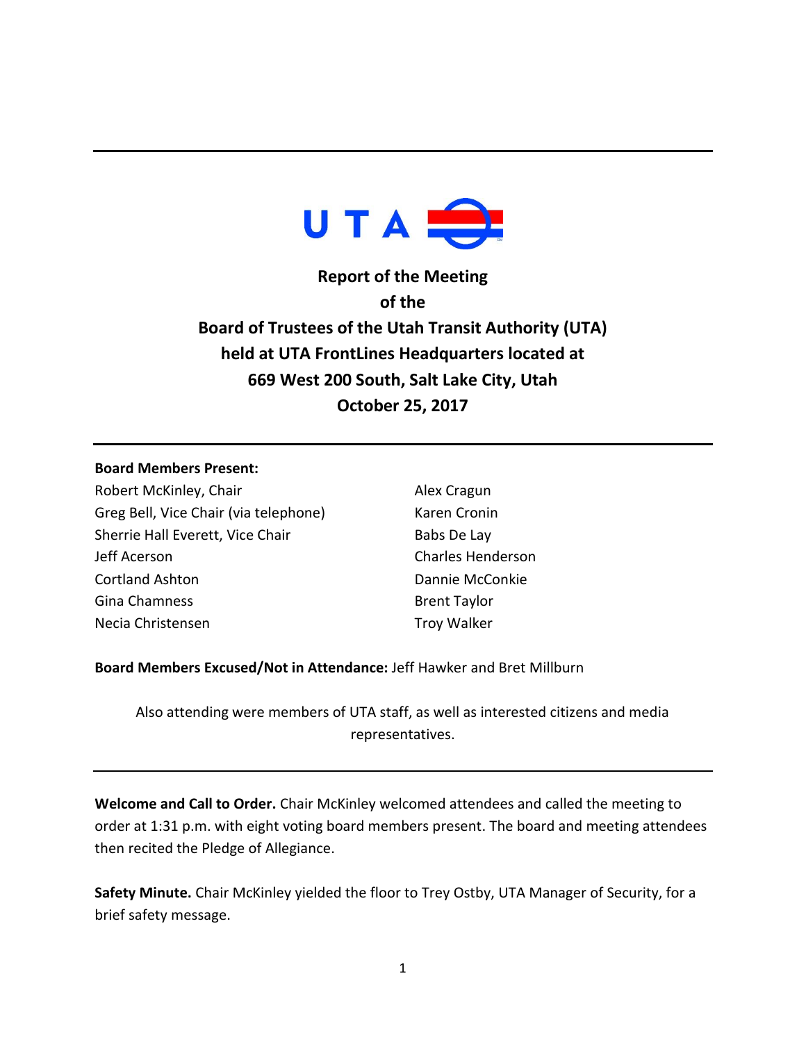**Report of the Meeting**
**of the**
**Board of Trustees of the Utah Transit Authority (UTA)**
**held at UTA FrontLines Headquarters located at**
**669 West 200 South, Salt Lake City, Utah**
**October 25, 2017**

---

**Board Members Present:**

Robert McKinley, Chair
Greg Bell, Vice Chair (via telephone)
Sherrie Hall Everett, Vice Chair
Jeff Acerson
Cortland Ashton
Gina Chamness
Necia Christensen
Alex Cragun
Karen Cronin
Babs De Lay
Charles Henderson
Dannie McConkie
Brent Taylor
Troy Walker

**Board Members Excused/Not in Attendance:** Jeff Hawker and Bret Millburn

Also attending were members of UTA staff, as well as interested citizens and media representatives.

---

**Welcome and Call to Order.** Chair McKinley welcomed attendees and called the meeting to order at 1:31 p.m. with eight voting board members present. The board and meeting attendees then recited the Pledge of Allegiance.

**Safety Minute.** Chair McKinley yielded the floor to Trey Ostby, UTA Manager of Security, for a brief safety message.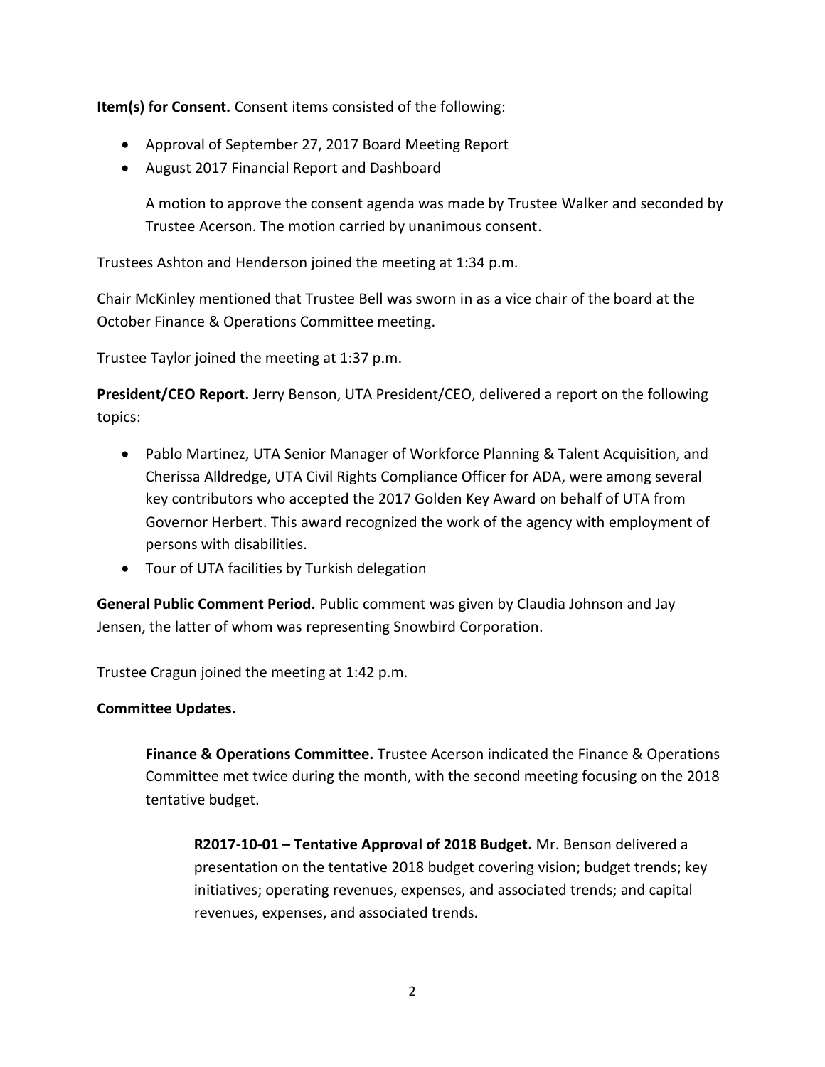**Item(s) for Consent.** Consent items consisted of the following:

- Approval of September 27, 2017 Board Meeting Report
- August 2017 Financial Report and Dashboard

  A motion to approve the consent agenda was made by Trustee Walker and seconded by Trustee Acerson. The motion carried by unanimous consent.

Trustees Ashton and Henderson joined the meeting at 1:34 p.m.

Chair McKinley mentioned that Trustee Bell was sworn in as a vice chair of the board at the October Finance & Operations Committee meeting.

Trustee Taylor joined the meeting at 1:37 p.m.

**President/CEO Report.** Jerry Benson, UTA President/CEO, delivered a report on the following topics:

- Pablo Martinez, UTA Senior Manager of Workforce Planning & Talent Acquisition, and Cherissa Alldredge, UTA Civil Rights Compliance Officer for ADA, were among several key contributors who accepted the 2017 Golden Key Award on behalf of UTA from Governor Herbert. This award recognized the work of the agency with employment of persons with disabilities.
- Tour of UTA facilities by Turkish delegation

**General Public Comment Period.** Public comment was given by Claudia Johnson and Jay Jensen, the latter of whom was representing Snowbird Corporation.

Trustee Cragun joined the meeting at 1:42 p.m.

**Committee Updates.**

**Finance & Operations Committee.** Trustee Acerson indicated the Finance & Operations Committee met twice during the month, with the second meeting focusing on the 2018 tentative budget.

**R2017-10-01 – Tentative Approval of 2018 Budget.** Mr. Benson delivered a presentation on the tentative 2018 budget covering vision; budget trends; key initiatives; operating revenues, expenses, and associated trends; and capital revenues, expenses, and associated trends.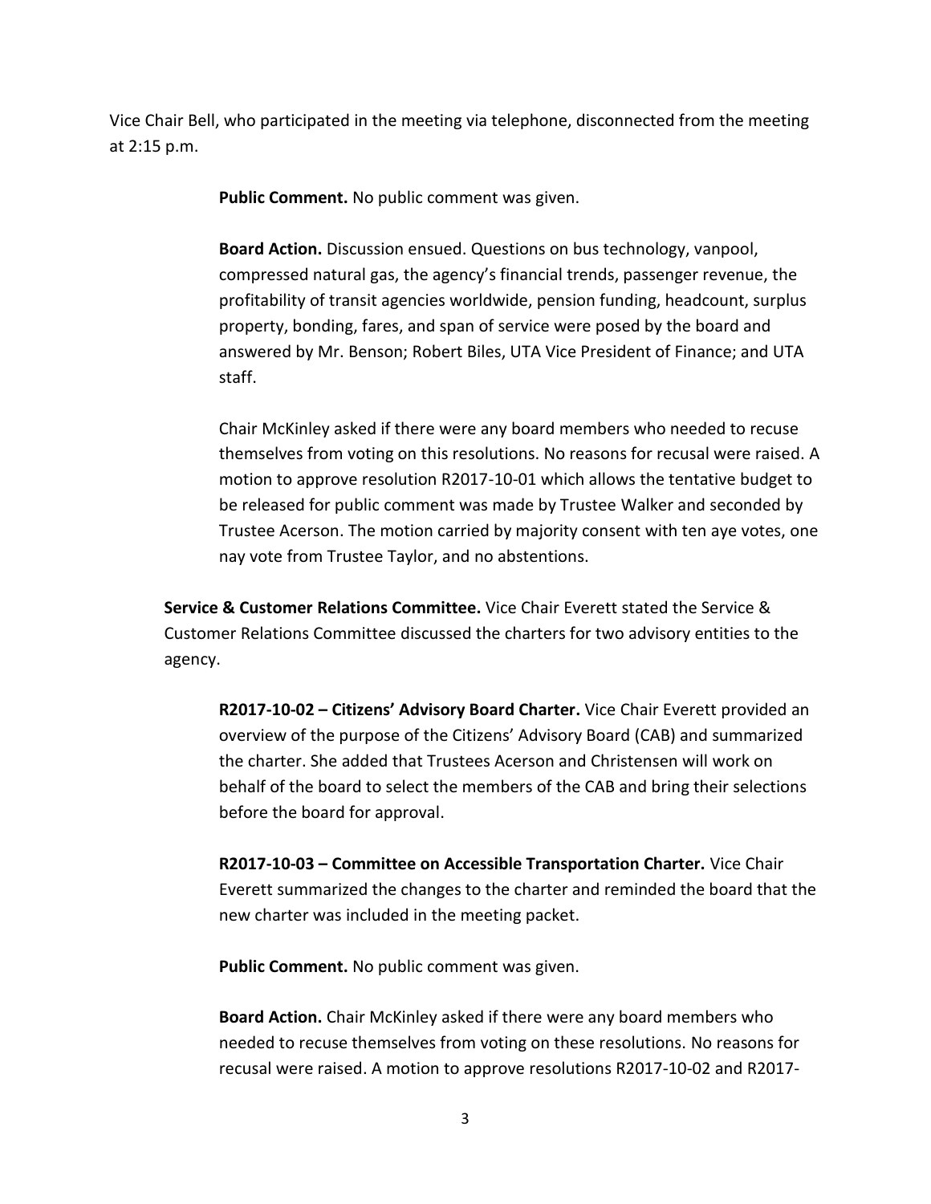Vice Chair Bell, who participated in the meeting via telephone, disconnected from the meeting at 2:15 p.m.

**Public Comment.** No public comment was given.

**Board Action.** Discussion ensued. Questions on bus technology, vanpool, compressed natural gas, the agency's financial trends, passenger revenue, the profitability of transit agencies worldwide, pension funding, headcount, surplus property, bonding, fares, and span of service were posed by the board and answered by Mr. Benson; Robert Biles, UTA Vice President of Finance; and UTA staff.

Chair McKinley asked if there were any board members who needed to recuse themselves from voting on this resolutions. No reasons for recusal were raised. A motion to approve resolution R2017-10-01 which allows the tentative budget to be released for public comment was made by Trustee Walker and seconded by Trustee Acerson. The motion carried by majority consent with ten aye votes, one nay vote from Trustee Taylor, and no abstentions.

**Service & Customer Relations Committee.** Vice Chair Everett stated the Service & Customer Relations Committee discussed the charters for two advisory entities to the agency.

**R2017-10-02 – Citizens' Advisory Board Charter.** Vice Chair Everett provided an overview of the purpose of the Citizens' Advisory Board (CAB) and summarized the charter. She added that Trustees Acerson and Christensen will work on behalf of the board to select the members of the CAB and bring their selections before the board for approval.

**R2017-10-03 – Committee on Accessible Transportation Charter.** Vice Chair Everett summarized the changes to the charter and reminded the board that the new charter was included in the meeting packet.

**Public Comment.** No public comment was given.

**Board Action.** Chair McKinley asked if there were any board members who needed to recuse themselves from voting on these resolutions. No reasons for recusal were raised. A motion to approve resolutions R2017-10-02 and R2017-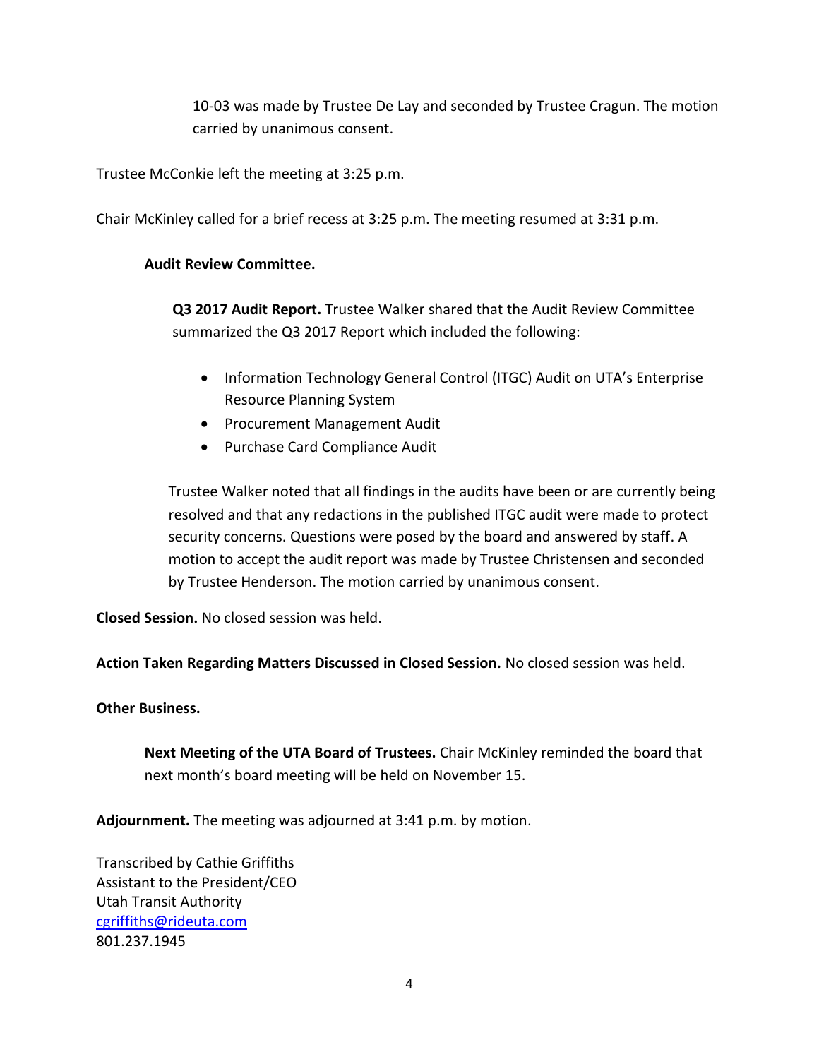10-03 was made by Trustee De Lay and seconded by Trustee Cragun. The motion carried by unanimous consent.

Trustee McConkie left the meeting at 3:25 p.m.

Chair McKinley called for a brief recess at 3:25 p.m. The meeting resumed at 3:31 p.m.

**Audit Review Committee.**

**Q3 2017 Audit Report.** Trustee Walker shared that the Audit Review Committee summarized the Q3 2017 Report which included the following:

- Information Technology General Control (ITGC) Audit on UTA's Enterprise Resource Planning System
- Procurement Management Audit
- Purchase Card Compliance Audit

Trustee Walker noted that all findings in the audits have been or are currently being resolved and that any redactions in the published ITGC audit were made to protect security concerns. Questions were posed by the board and answered by staff. A motion to accept the audit report was made by Trustee Christensen and seconded by Trustee Henderson. The motion carried by unanimous consent.

**Closed Session.** No closed session was held.

**Action Taken Regarding Matters Discussed in Closed Session.** No closed session was held.

**Other Business.**

**Next Meeting of the UTA Board of Trustees.** Chair McKinley reminded the board that next month's board meeting will be held on November 15.

**Adjournment.** The meeting was adjourned at 3:41 p.m. by motion.

Transcribed by Cathie Griffiths
Assistant to the President/CEO
Utah Transit Authority
cgriffiths@rideuta.com
801.237.1945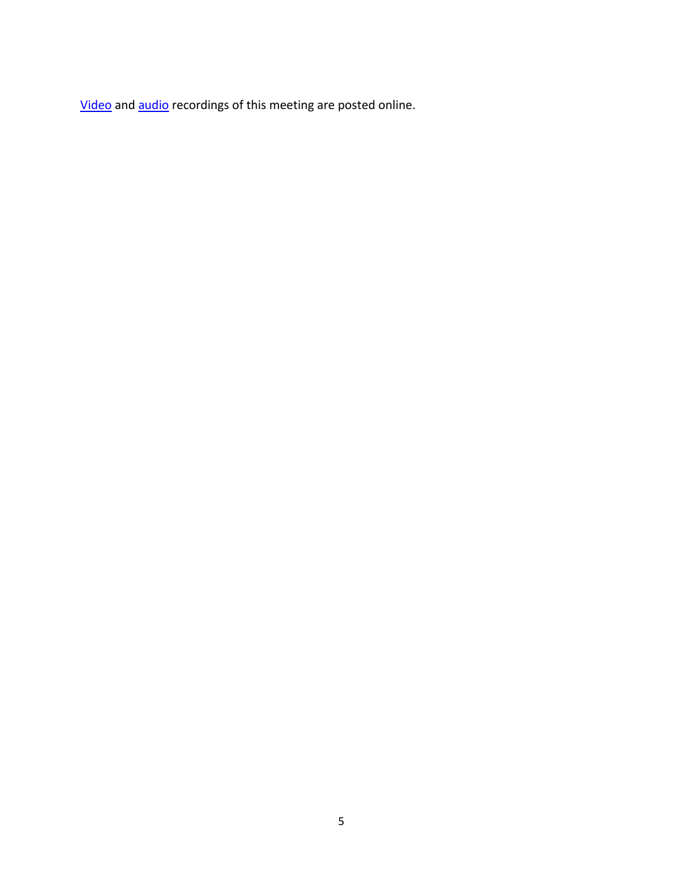Video and audio recordings of this meeting are posted online.